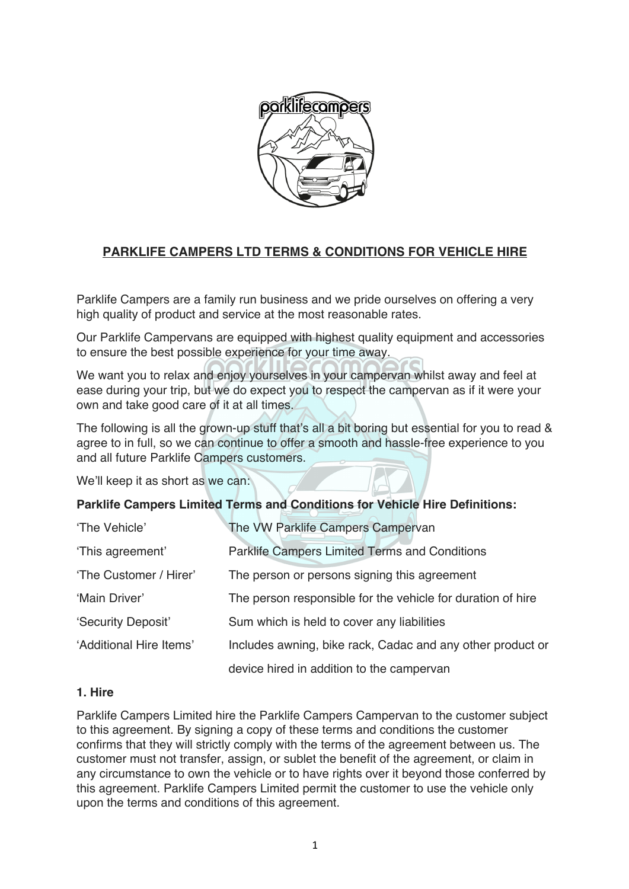# PARKLIFE CAMPERS LTD TERMS & CONDITIONS FOR VEHICLE HIRE

Parklife Campers are a family run business and we pride ourselves on offering a very high quality of product and service at the most reasonable rates.

Our Parklife Campervans are equipped with highest quality equipment and accessories to ensure the best possible experience for your time away.

We want you to relax and enjoy yourselves in your campervan whilst away and feel at ease during your trip, but we do expect you to respect the campervan as if it were your own and take good care of it at all times.

The following is all the grown-up stuff that's all a bit boring but essential for you to read & agree to in full, so we can continue to offer a smooth and hassle-free experience to you and all future Parklife Campers customers.

We'll keep it as short as we can:

**Parklife Campers Limited Terms and Conditions for Vehicle Hire Definitions:**

| | |
|---|---|
| 'The Vehicle' | The VW Parklife Campers Campervan |
| 'This agreement' | Parklife Campers Limited Terms and Conditions |
| 'The Customer / Hirer' | The person or persons signing this agreement |
| 'Main Driver' | The person responsible for the vehicle for duration of hire |
| 'Security Deposit' | Sum which is held to cover any liabilities |
| 'Additional Hire Items' | Includes awning, bike rack, Cadac and any other product or device hired in addition to the campervan |

## 1. Hire

Parklife Campers Limited hire the Parklife Campers Campervan to the customer subject to this agreement. By signing a copy of these terms and conditions the customer confirms that they will strictly comply with the terms of the agreement between us. The customer must not transfer, assign, or sublet the benefit of the agreement, or claim in any circumstance to own the vehicle or to have rights over it beyond those conferred by this agreement. Parklife Campers Limited permit the customer to use the vehicle only upon the terms and conditions of this agreement.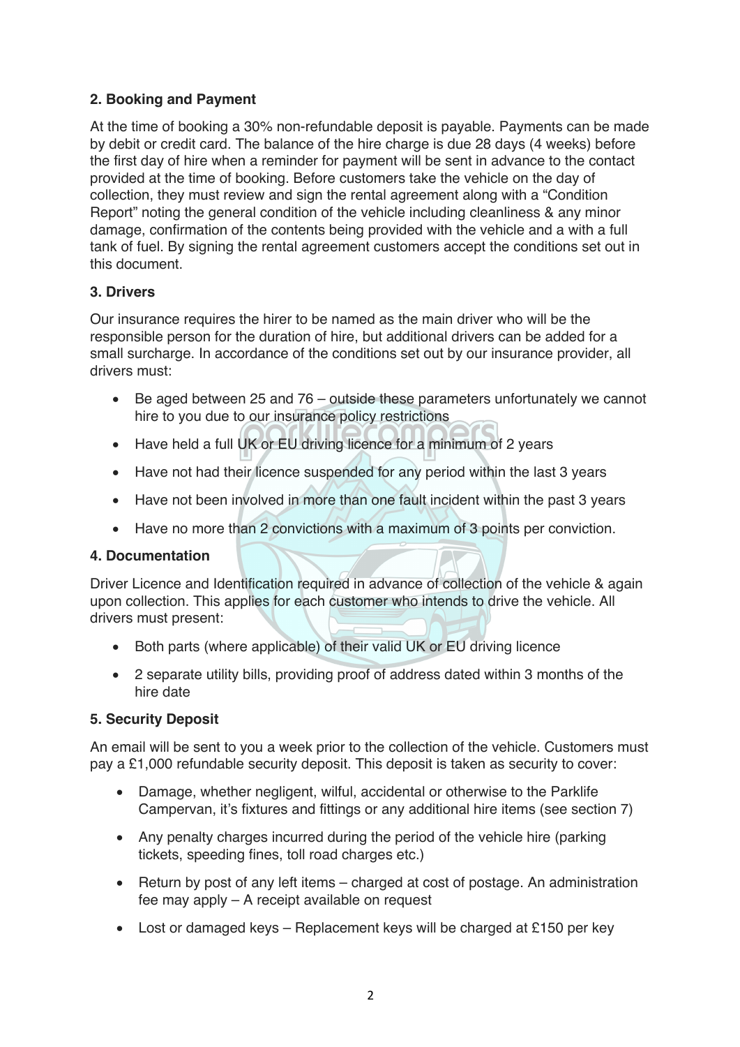**2. Booking and Payment**

At the time of booking a 30% non-refundable deposit is payable. Payments can be made by debit or credit card. The balance of the hire charge is due 28 days (4 weeks) before the first day of hire when a reminder for payment will be sent in advance to the contact provided at the time of booking. Before customers take the vehicle on the day of collection, they must review and sign the rental agreement along with a "Condition Report" noting the general condition of the vehicle including cleanliness & any minor damage, confirmation of the contents being provided with the vehicle and a with a full tank of fuel. By signing the rental agreement customers accept the conditions set out in this document.

**3. Drivers**

Our insurance requires the hirer to be named as the main driver who will be the responsible person for the duration of hire, but additional drivers can be added for a small surcharge. In accordance of the conditions set out by our insurance provider, all drivers must:

- Be aged between 25 and 76 – outside these parameters unfortunately we cannot hire to you due to our insurance policy restrictions
- Have held a full UK or EU driving licence for a minimum of 2 years
- Have not had their licence suspended for any period within the last 3 years
- Have not been involved in more than one fault incident within the past 3 years
- Have no more than 2 convictions with a maximum of 3 points per conviction.

**4. Documentation**

Driver Licence and Identification required in advance of collection of the vehicle & again upon collection. This applies for each customer who intends to drive the vehicle. All drivers must present:

- Both parts (where applicable) of their valid UK or EU driving licence
- 2 separate utility bills, providing proof of address dated within 3 months of the hire date

**5. Security Deposit**

An email will be sent to you a week prior to the collection of the vehicle. Customers must pay a £1,000 refundable security deposit. This deposit is taken as security to cover:

- Damage, whether negligent, wilful, accidental or otherwise to the Parklife Campervan, it's fixtures and fittings or any additional hire items (see section 7)
- Any penalty charges incurred during the period of the vehicle hire (parking tickets, speeding fines, toll road charges etc.)
- Return by post of any left items – charged at cost of postage. An administration fee may apply – A receipt available on request
- Lost or damaged keys – Replacement keys will be charged at £150 per key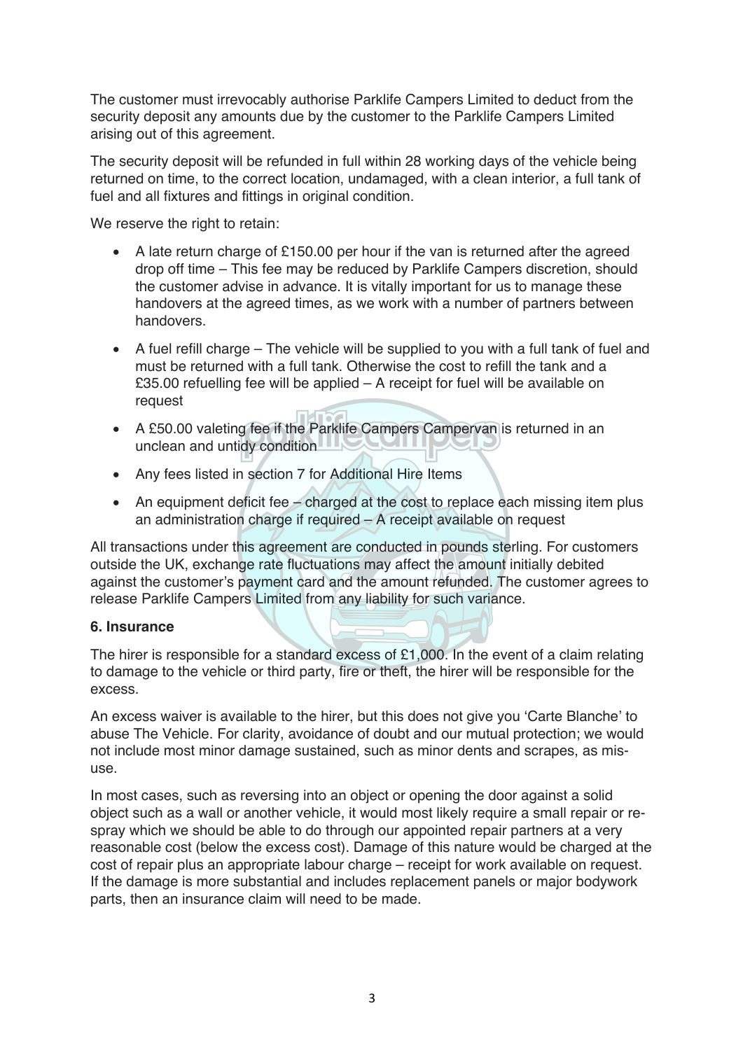The customer must irrevocably authorise Parklife Campers Limited to deduct from the security deposit any amounts due by the customer to the Parklife Campers Limited arising out of this agreement.

The security deposit will be refunded in full within 28 working days of the vehicle being returned on time, to the correct location, undamaged, with a clean interior, a full tank of fuel and all fixtures and fittings in original condition.

We reserve the right to retain:

- A late return charge of £150.00 per hour if the van is returned after the agreed drop off time – This fee may be reduced by Parklife Campers discretion, should the customer advise in advance. It is vitally important for us to manage these handovers at the agreed times, as we work with a number of partners between handovers.
- A fuel refill charge – The vehicle will be supplied to you with a full tank of fuel and must be returned with a full tank. Otherwise the cost to refill the tank and a £35.00 refuelling fee will be applied – A receipt for fuel will be available on request
- A £50.00 valeting fee if the Parklife Campers Campervan is returned in an unclean and untidy condition
- Any fees listed in section 7 for Additional Hire Items
- An equipment deficit fee – charged at the cost to replace each missing item plus an administration charge if required – A receipt available on request

All transactions under this agreement are conducted in pounds sterling. For customers outside the UK, exchange rate fluctuations may affect the amount initially debited against the customer's payment card and the amount refunded. The customer agrees to release Parklife Campers Limited from any liability for such variance.

**6. Insurance**

The hirer is responsible for a standard excess of £1,000. In the event of a claim relating to damage to the vehicle or third party, fire or theft, the hirer will be responsible for the excess.

An excess waiver is available to the hirer, but this does not give you 'Carte Blanche' to abuse The Vehicle. For clarity, avoidance of doubt and our mutual protection; we would not include most minor damage sustained, such as minor dents and scrapes, as mis-use.

In most cases, such as reversing into an object or opening the door against a solid object such as a wall or another vehicle, it would most likely require a small repair or re-spray which we should be able to do through our appointed repair partners at a very reasonable cost (below the excess cost). Damage of this nature would be charged at the cost of repair plus an appropriate labour charge – receipt for work available on request. If the damage is more substantial and includes replacement panels or major bodywork parts, then an insurance claim will need to be made.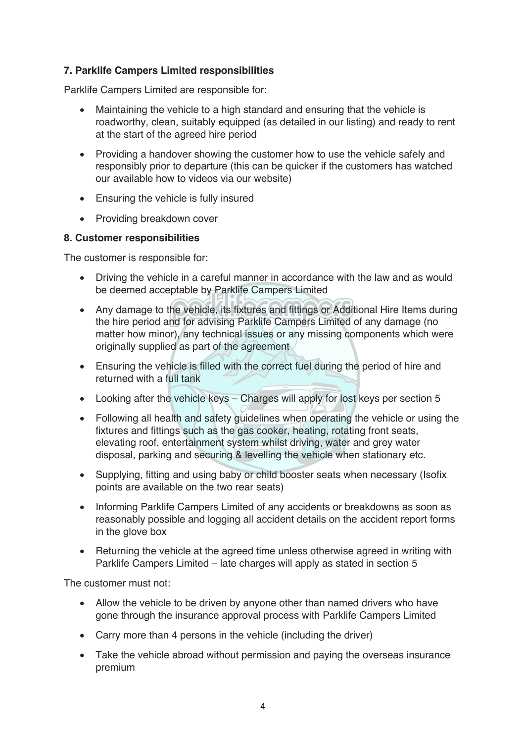**7. Parklife Campers Limited responsibilities**

Parklife Campers Limited are responsible for:

- Maintaining the vehicle to a high standard and ensuring that the vehicle is roadworthy, clean, suitably equipped (as detailed in our listing) and ready to rent at the start of the agreed hire period
- Providing a handover showing the customer how to use the vehicle safely and responsibly prior to departure (this can be quicker if the customers has watched our available how to videos via our website)
- Ensuring the vehicle is fully insured
- Providing breakdown cover

**8. Customer responsibilities**

The customer is responsible for:

- Driving the vehicle in a careful manner in accordance with the law and as would be deemed acceptable by Parklife Campers Limited
- Any damage to the vehicle, its fixtures and fittings or Additional Hire Items during the hire period and for advising Parklife Campers Limited of any damage (no matter how minor), any technical issues or any missing components which were originally supplied as part of the agreement
- Ensuring the vehicle is filled with the correct fuel during the period of hire and returned with a full tank
- Looking after the vehicle keys – Charges will apply for lost keys per section 5
- Following all health and safety guidelines when operating the vehicle or using the fixtures and fittings such as the gas cooker, heating, rotating front seats, elevating roof, entertainment system whilst driving, water and grey water disposal, parking and securing & levelling the vehicle when stationary etc.
- Supplying, fitting and using baby or child booster seats when necessary (Isofix points are available on the two rear seats)
- Informing Parklife Campers Limited of any accidents or breakdowns as soon as reasonably possible and logging all accident details on the accident report forms in the glove box
- Returning the vehicle at the agreed time unless otherwise agreed in writing with Parklife Campers Limited – late charges will apply as stated in section 5

The customer must not:

- Allow the vehicle to be driven by anyone other than named drivers who have gone through the insurance approval process with Parklife Campers Limited
- Carry more than 4 persons in the vehicle (including the driver)
- Take the vehicle abroad without permission and paying the overseas insurance premium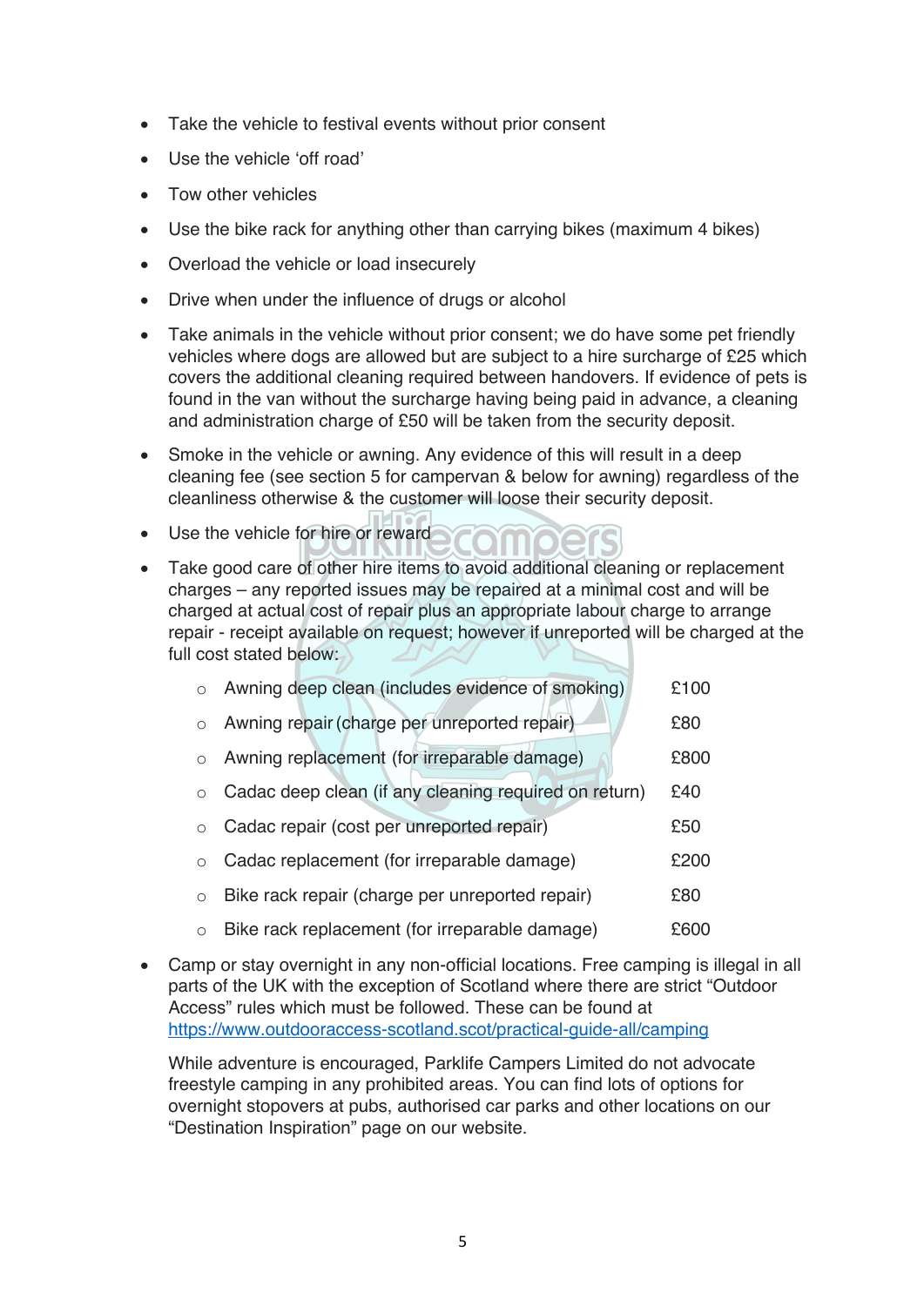- Take the vehicle to festival events without prior consent
- Use the vehicle 'off road'
- Tow other vehicles
- Use the bike rack for anything other than carrying bikes (maximum 4 bikes)
- Overload the vehicle or load insecurely
- Drive when under the influence of drugs or alcohol
- Take animals in the vehicle without prior consent; we do have some pet friendly vehicles where dogs are allowed but are subject to a hire surcharge of £25 which covers the additional cleaning required between handovers. If evidence of pets is found in the van without the surcharge having being paid in advance, a cleaning and administration charge of £50 will be taken from the security deposit.
- Smoke in the vehicle or awning. Any evidence of this will result in a deep cleaning fee (see section 5 for campervan & below for awning) regardless of the cleanliness otherwise & the customer will loose their security deposit.
- Use the vehicle for hire or reward
- Take good care of other hire items to avoid additional cleaning or replacement charges – any reported issues may be repaired at a minimal cost and will be charged at actual cost of repair plus an appropriate labour charge to arrange repair - receipt available on request; however if unreported will be charged at the full cost stated below:
    - Awning deep clean (includes evidence of smoking) £100
    - Awning repair (charge per unreported repair) £80
    - Awning replacement (for irreparable damage) £800
    - Cadac deep clean (if any cleaning required on return) £40
    - Cadac repair (cost per unreported repair) £50
    - Cadac replacement (for irreparable damage) £200
    - Bike rack repair (charge per unreported repair) £80
    - Bike rack replacement (for irreparable damage) £600
- Camp or stay overnight in any non-official locations. Free camping is illegal in all parts of the UK with the exception of Scotland where there are strict "Outdoor Access" rules which must be followed. These can be found at [https://www.outdooraccess-scotland.scot/practical-guide-all/camping](https://www.outdooraccess-scotland.scot/practical-guide-all/camping)

  While adventure is encouraged, Parklife Campers Limited do not advocate freestyle camping in any prohibited areas. You can find lots of options for overnight stopovers at pubs, authorised car parks and other locations on our "Destination Inspiration" page on our website.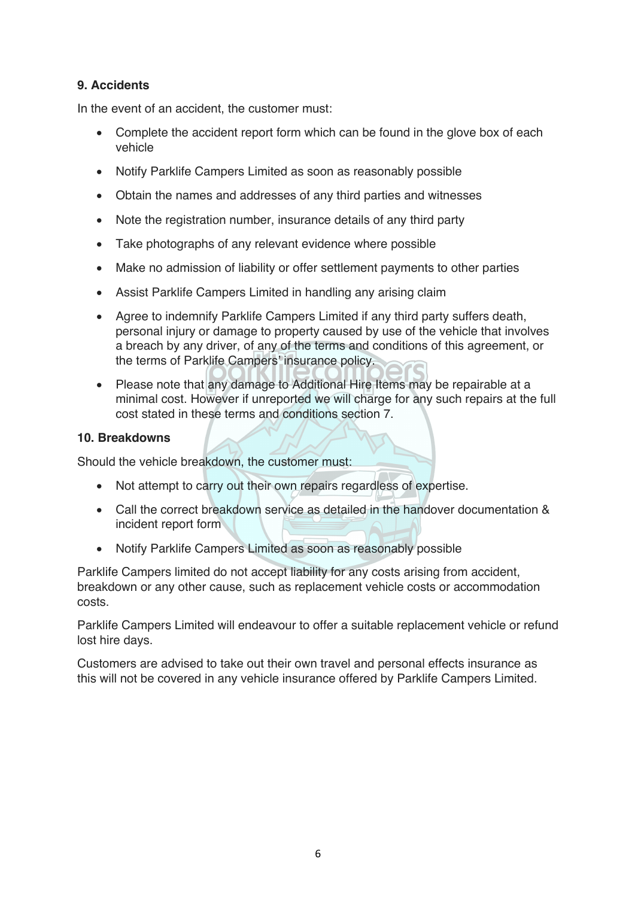### 9. Accidents

In the event of an accident, the customer must:

- Complete the accident report form which can be found in the glove box of each vehicle
- Notify Parklife Campers Limited as soon as reasonably possible
- Obtain the names and addresses of any third parties and witnesses
- Note the registration number, insurance details of any third party
- Take photographs of any relevant evidence where possible
- Make no admission of liability or offer settlement payments to other parties
- Assist Parklife Campers Limited in handling any arising claim
- Agree to indemnify Parklife Campers Limited if any third party suffers death, personal injury or damage to property caused by use of the vehicle that involves a breach by any driver, of any of the terms and conditions of this agreement, or the terms of Parklife Campers' insurance policy.
- Please note that any damage to Additional Hire Items may be repairable at a minimal cost. However if unreported we will charge for any such repairs at the full cost stated in these terms and conditions section 7.

### 10. Breakdowns

Should the vehicle breakdown, the customer must:

- Not attempt to carry out their own repairs regardless of expertise.
- Call the correct breakdown service as detailed in the handover documentation & incident report form
- Notify Parklife Campers Limited as soon as reasonably possible

Parklife Campers limited do not accept liability for any costs arising from accident, breakdown or any other cause, such as replacement vehicle costs or accommodation costs.

Parklife Campers Limited will endeavour to offer a suitable replacement vehicle or refund lost hire days.

Customers are advised to take out their own travel and personal effects insurance as this will not be covered in any vehicle insurance offered by Parklife Campers Limited.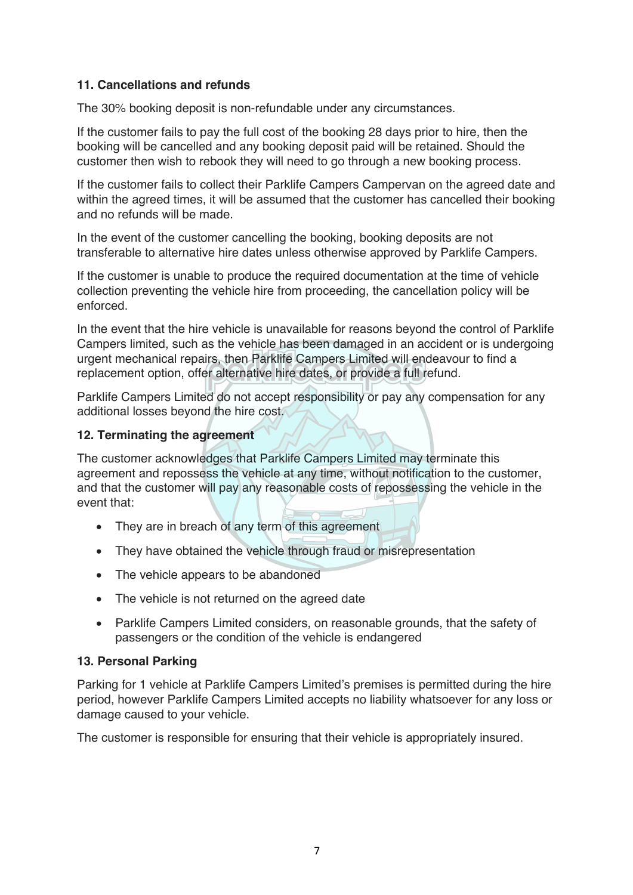### 11. Cancellations and refunds

The 30% booking deposit is non-refundable under any circumstances.

If the customer fails to pay the full cost of the booking 28 days prior to hire, then the booking will be cancelled and any booking deposit paid will be retained. Should the customer then wish to rebook they will need to go through a new booking process.

If the customer fails to collect their Parklife Campers Campervan on the agreed date and within the agreed times, it will be assumed that the customer has cancelled their booking and no refunds will be made.

In the event of the customer cancelling the booking, booking deposits are not transferable to alternative hire dates unless otherwise approved by Parklife Campers.

If the customer is unable to produce the required documentation at the time of vehicle collection preventing the vehicle hire from proceeding, the cancellation policy will be enforced.

In the event that the hire vehicle is unavailable for reasons beyond the control of Parklife Campers limited, such as the vehicle has been damaged in an accident or is undergoing urgent mechanical repairs, then Parklife Campers Limited will endeavour to find a replacement option, offer alternative hire dates, or provide a full refund.

Parklife Campers Limited do not accept responsibility or pay any compensation for any additional losses beyond the hire cost.

### 12. Terminating the agreement

The customer acknowledges that Parklife Campers Limited may terminate this agreement and repossess the vehicle at any time, without notification to the customer, and that the customer will pay any reasonable costs of repossessing the vehicle in the event that:

- They are in breach of any term of this agreement
- They have obtained the vehicle through fraud or misrepresentation
- The vehicle appears to be abandoned
- The vehicle is not returned on the agreed date
- Parklife Campers Limited considers, on reasonable grounds, that the safety of passengers or the condition of the vehicle is endangered

### 13. Personal Parking

Parking for 1 vehicle at Parklife Campers Limited's premises is permitted during the hire period, however Parklife Campers Limited accepts no liability whatsoever for any loss or damage caused to your vehicle.

The customer is responsible for ensuring that their vehicle is appropriately insured.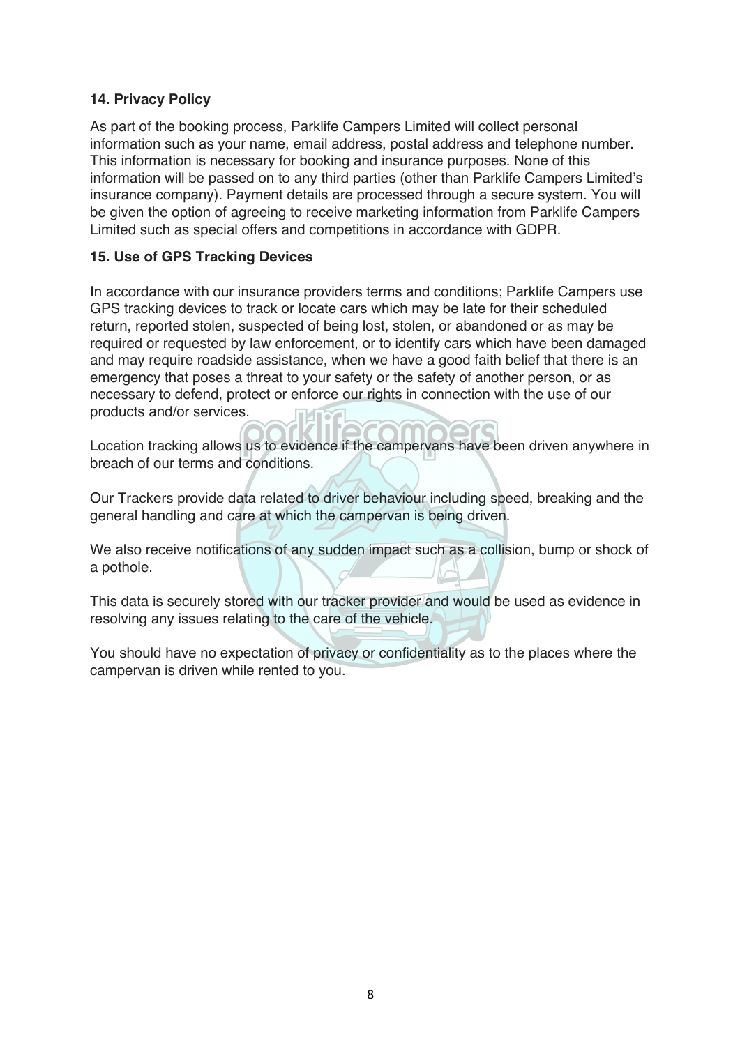**14. Privacy Policy**

As part of the booking process, Parklife Campers Limited will collect personal information such as your name, email address, postal address and telephone number. This information is necessary for booking and insurance purposes. None of this information will be passed on to any third parties (other than Parklife Campers Limited's insurance company). Payment details are processed through a secure system. You will be given the option of agreeing to receive marketing information from Parklife Campers Limited such as special offers and competitions in accordance with GDPR.

**15. Use of GPS Tracking Devices**

In accordance with our insurance providers terms and conditions; Parklife Campers use GPS tracking devices to track or locate cars which may be late for their scheduled return, reported stolen, suspected of being lost, stolen, or abandoned or as may be required or requested by law enforcement, or to identify cars which have been damaged and may require roadside assistance, when we have a good faith belief that there is an emergency that poses a threat to your safety or the safety of another person, or as necessary to defend, protect or enforce our rights in connection with the use of our products and/or services.

Location tracking allows us to evidence if the campervans have been driven anywhere in breach of our terms and conditions.

Our Trackers provide data related to driver behaviour including speed, breaking and the general handling and care at which the campervan is being driven.

We also receive notifications of any sudden impact such as a collision, bump or shock of a pothole.

This data is securely stored with our tracker provider and would be used as evidence in resolving any issues relating to the care of the vehicle.

You should have no expectation of privacy or confidentiality as to the places where the campervan is driven while rented to you.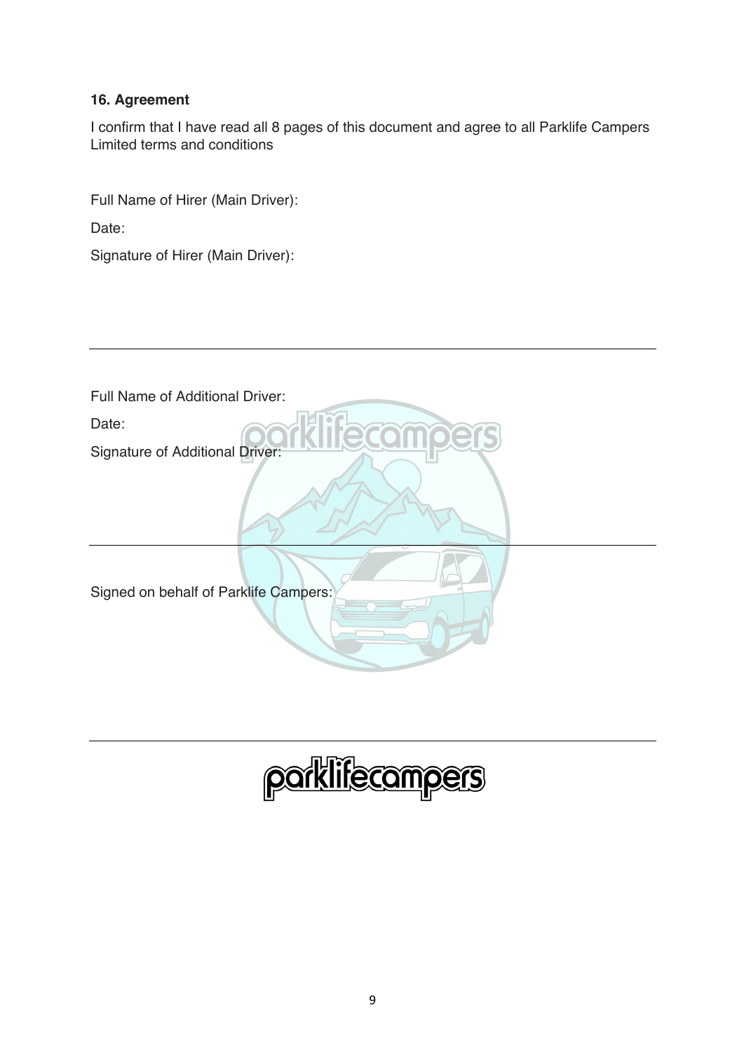**16. Agreement**

I confirm that I have read all 8 pages of this document and agree to all Parklife Campers Limited terms and conditions

Full Name of Hirer (Main Driver):

Date:

Signature of Hirer (Main Driver):

---

Full Name of Additional Driver:

Date:

Signature of Additional Driver:

---

Signed on behalf of Parklife Campers:

---